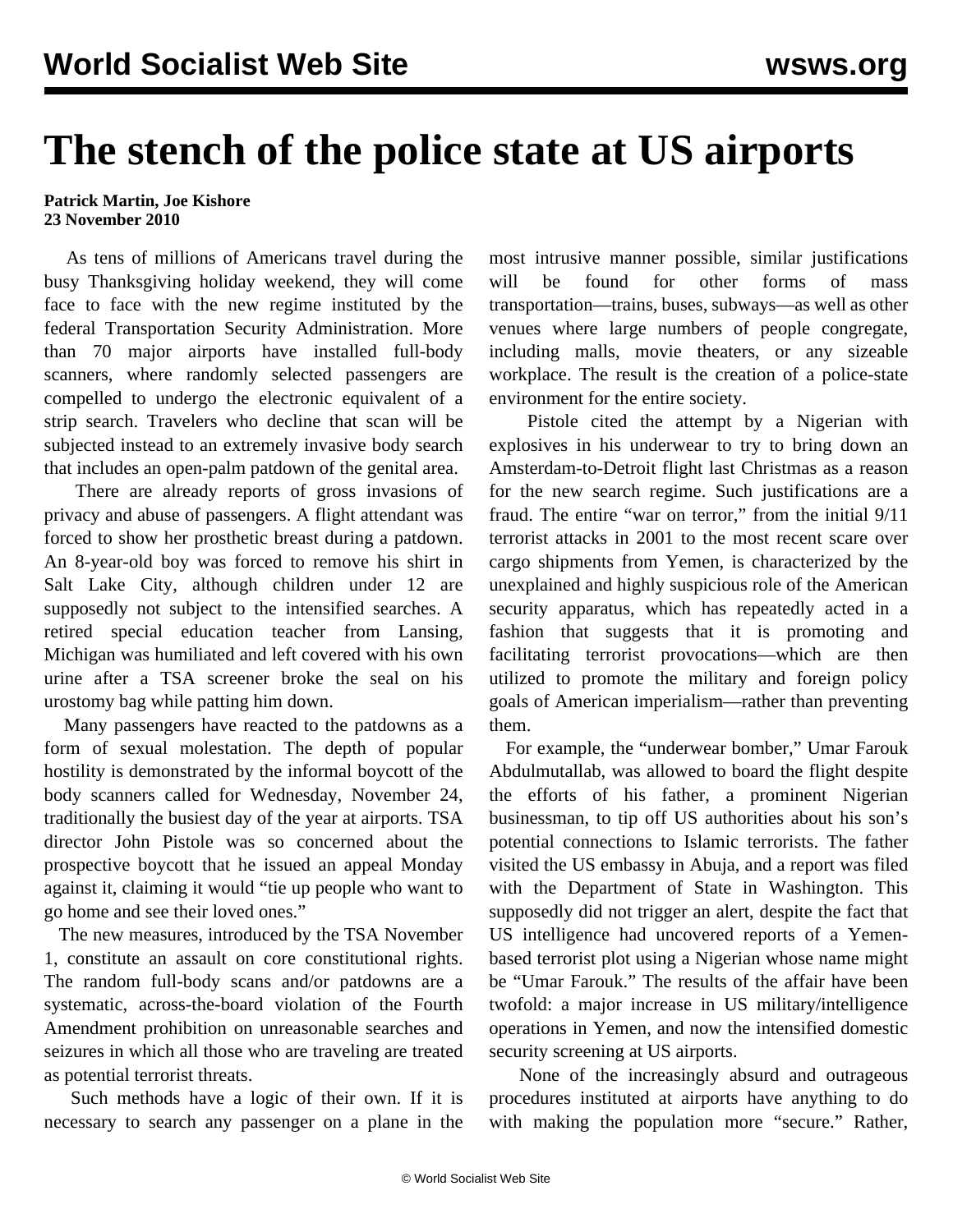# The stench of the police state at US airports

**Patrick Martin, Joe Kishore**
**23 November 2010**

As tens of millions of Americans travel during the busy Thanksgiving holiday weekend, they will come face to face with the new regime instituted by the federal Transportation Security Administration. More than 70 major airports have installed full-body scanners, where randomly selected passengers are compelled to undergo the electronic equivalent of a strip search. Travelers who decline that scan will be subjected instead to an extremely invasive body search that includes an open-palm patdown of the genital area.

There are already reports of gross invasions of privacy and abuse of passengers. A flight attendant was forced to show her prosthetic breast during a patdown. An 8-year-old boy was forced to remove his shirt in Salt Lake City, although children under 12 are supposedly not subject to the intensified searches. A retired special education teacher from Lansing, Michigan was humiliated and left covered with his own urine after a TSA screener broke the seal on his urostomy bag while patting him down.

Many passengers have reacted to the patdowns as a form of sexual molestation. The depth of popular hostility is demonstrated by the informal boycott of the body scanners called for Wednesday, November 24, traditionally the busiest day of the year at airports. TSA director John Pistole was so concerned about the prospective boycott that he issued an appeal Monday against it, claiming it would "tie up people who want to go home and see their loved ones."

The new measures, introduced by the TSA November 1, constitute an assault on core constitutional rights. The random full-body scans and/or patdowns are a systematic, across-the-board violation of the Fourth Amendment prohibition on unreasonable searches and seizures in which all those who are traveling are treated as potential terrorist threats.

Such methods have a logic of their own. If it is necessary to search any passenger on a plane in the most intrusive manner possible, similar justifications will be found for other forms of mass transportation—trains, buses, subways—as well as other venues where large numbers of people congregate, including malls, movie theaters, or any sizeable workplace. The result is the creation of a police-state environment for the entire society.

Pistole cited the attempt by a Nigerian with explosives in his underwear to try to bring down an Amsterdam-to-Detroit flight last Christmas as a reason for the new search regime. Such justifications are a fraud. The entire "war on terror," from the initial 9/11 terrorist attacks in 2001 to the most recent scare over cargo shipments from Yemen, is characterized by the unexplained and highly suspicious role of the American security apparatus, which has repeatedly acted in a fashion that suggests that it is promoting and facilitating terrorist provocations—which are then utilized to promote the military and foreign policy goals of American imperialism—rather than preventing them.

For example, the "underwear bomber," Umar Farouk Abdulmutallab, was allowed to board the flight despite the efforts of his father, a prominent Nigerian businessman, to tip off US authorities about his son's potential connections to Islamic terrorists. The father visited the US embassy in Abuja, and a report was filed with the Department of State in Washington. This supposedly did not trigger an alert, despite the fact that US intelligence had uncovered reports of a Yemen-based terrorist plot using a Nigerian whose name might be "Umar Farouk." The results of the affair have been twofold: a major increase in US military/intelligence operations in Yemen, and now the intensified domestic security screening at US airports.

None of the increasingly absurd and outrageous procedures instituted at airports have anything to do with making the population more "secure." Rather,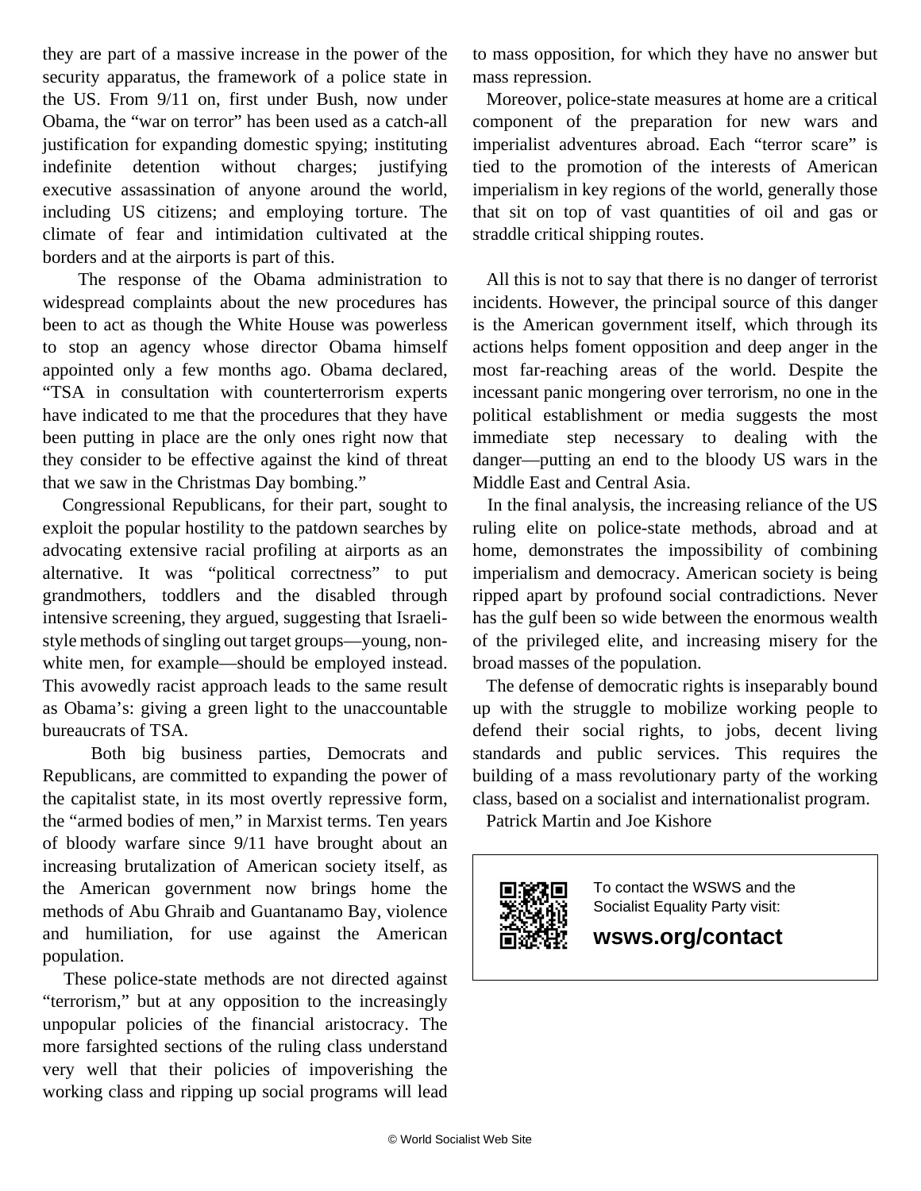they are part of a massive increase in the power of the security apparatus, the framework of a police state in the US. From 9/11 on, first under Bush, now under Obama, the “war on terror” has been used as a catch-all justification for expanding domestic spying; instituting indefinite detention without charges; justifying executive assassination of anyone around the world, including US citizens; and employing torture. The climate of fear and intimidation cultivated at the borders and at the airports is part of this.

The response of the Obama administration to widespread complaints about the new procedures has been to act as though the White House was powerless to stop an agency whose director Obama himself appointed only a few months ago. Obama declared, “TSA in consultation with counterterrorism experts have indicated to me that the procedures that they have been putting in place are the only ones right now that they consider to be effective against the kind of threat that we saw in the Christmas Day bombing.”

Congressional Republicans, for their part, sought to exploit the popular hostility to the patdown searches by advocating extensive racial profiling at airports as an alternative. It was “political correctness” to put grandmothers, toddlers and the disabled through intensive screening, they argued, suggesting that Israeli-style methods of singling out target groups—young, non-white men, for example—should be employed instead. This avowedly racist approach leads to the same result as Obama’s: giving a green light to the unaccountable bureaucrats of TSA.

Both big business parties, Democrats and Republicans, are committed to expanding the power of the capitalist state, in its most overtly repressive form, the “armed bodies of men,” in Marxist terms. Ten years of bloody warfare since 9/11 have brought about an increasing brutalization of American society itself, as the American government now brings home the methods of Abu Ghraib and Guantanamo Bay, violence and humiliation, for use against the American population.

These police-state methods are not directed against “terrorism,” but at any opposition to the increasingly unpopular policies of the financial aristocracy. The more farsighted sections of the ruling class understand very well that their policies of impoverishing the working class and ripping up social programs will lead to mass opposition, for which they have no answer but mass repression.

Moreover, police-state measures at home are a critical component of the preparation for new wars and imperialist adventures abroad. Each “terror scare” is tied to the promotion of the interests of American imperialism in key regions of the world, generally those that sit on top of vast quantities of oil and gas or straddle critical shipping routes.

All this is not to say that there is no danger of terrorist incidents. However, the principal source of this danger is the American government itself, which through its actions helps foment opposition and deep anger in the most far-reaching areas of the world. Despite the incessant panic mongering over terrorism, no one in the political establishment or media suggests the most immediate step necessary to dealing with the danger—putting an end to the bloody US wars in the Middle East and Central Asia.

In the final analysis, the increasing reliance of the US ruling elite on police-state methods, abroad and at home, demonstrates the impossibility of combining imperialism and democracy. American society is being ripped apart by profound social contradictions. Never has the gulf been so wide between the enormous wealth of the privileged elite, and increasing misery for the broad masses of the population.

The defense of democratic rights is inseparably bound up with the struggle to mobilize working people to defend their social rights, to jobs, decent living standards and public services. This requires the building of a mass revolutionary party of the working class, based on a socialist and internationalist program.

Patrick Martin and Joe Kishore

To contact the WSWS and the Socialist Equality Party visit:

**wsws.org/contact**